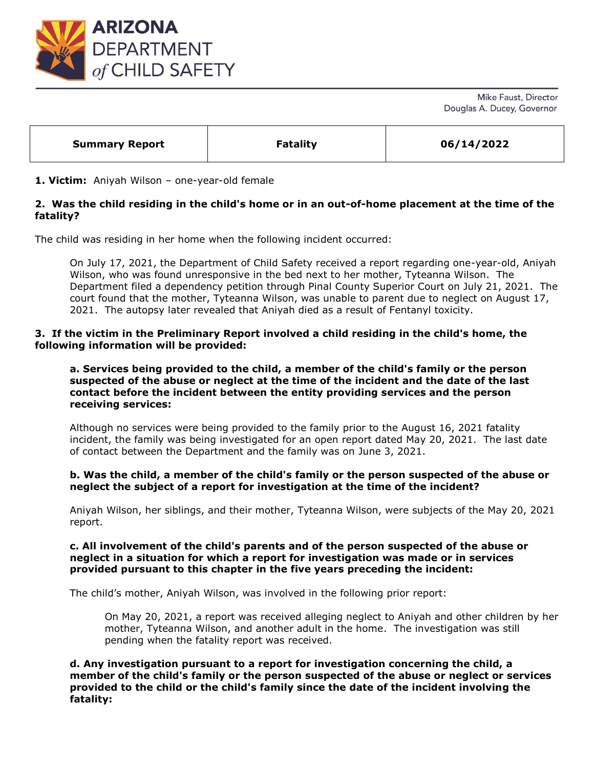# ARIZONA DEPARTMENT *of* CHILD SAFETY

Mike Faust, Director
Douglas A. Ducey, Governor

| Summary Report | Fatality | 06/14/2022 |
|---|---|---|

**1. Victim:** Aniyah Wilson – one-year-old female

**2. Was the child residing in the child's home or in an out-of-home placement at the time of the fatality?**

The child was residing in her home when the following incident occurred:

> On July 17, 2021, the Department of Child Safety received a report regarding one-year-old, Aniyah Wilson, who was found unresponsive in the bed next to her mother, Tyteanna Wilson. The Department filed a dependency petition through Pinal County Superior Court on July 21, 2021. The court found that the mother, Tyteanna Wilson, was unable to parent due to neglect on August 17, 2021. The autopsy later revealed that Aniyah died as a result of Fentanyl toxicity.

**3. If the victim in the Preliminary Report involved a child residing in the child's home, the following information will be provided:**

> **a. Services being provided to the child, a member of the child's family or the person suspected of the abuse or neglect at the time of the incident and the date of the last contact before the incident between the entity providing services and the person receiving services:**
>
> Although no services were being provided to the family prior to the August 16, 2021 fatality incident, the family was being investigated for an open report dated May 20, 2021. The last date of contact between the Department and the family was on June 3, 2021.
>
> **b. Was the child, a member of the child's family or the person suspected of the abuse or neglect the subject of a report for investigation at the time of the incident?**
>
> Aniyah Wilson, her siblings, and their mother, Tyteanna Wilson, were subjects of the May 20, 2021 report.
>
> **c. All involvement of the child's parents and of the person suspected of the abuse or neglect in a situation for which a report for investigation was made or in services provided pursuant to this chapter in the five years preceding the incident:**
>
> The child's mother, Aniyah Wilson, was involved in the following prior report:
>
> > On May 20, 2021, a report was received alleging neglect to Aniyah and other children by her mother, Tyteanna Wilson, and another adult in the home. The investigation was still pending when the fatality report was received.
>
> **d. Any investigation pursuant to a report for investigation concerning the child, a member of the child's family or the person suspected of the abuse or neglect or services provided to the child or the child's family since the date of the incident involving the fatality:**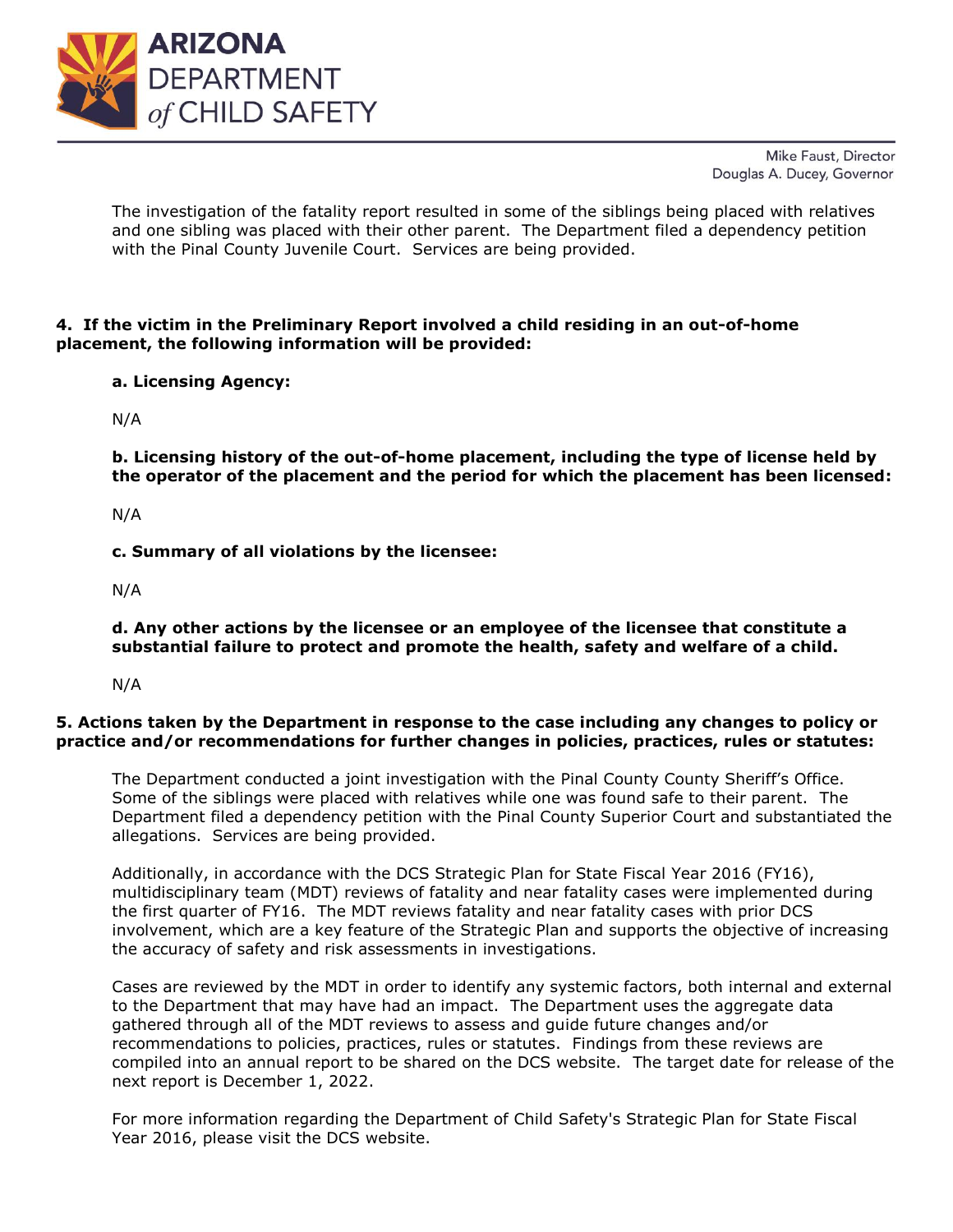The investigation of the fatality report resulted in some of the siblings being placed with relatives and one sibling was placed with their other parent. The Department filed a dependency petition with the Pinal County Juvenile Court. Services are being provided.

**4. If the victim in the Preliminary Report involved a child residing in an out-of-home placement, the following information will be provided:**

**a. Licensing Agency:**

N/A

**b. Licensing history of the out-of-home placement, including the type of license held by the operator of the placement and the period for which the placement has been licensed:**

N/A

**c. Summary of all violations by the licensee:**

N/A

**d. Any other actions by the licensee or an employee of the licensee that constitute a substantial failure to protect and promote the health, safety and welfare of a child.**

N/A

**5. Actions taken by the Department in response to the case including any changes to policy or practice and/or recommendations for further changes in policies, practices, rules or statutes:**

The Department conducted a joint investigation with the Pinal County County Sheriff's Office. Some of the siblings were placed with relatives while one was found safe to their parent. The Department filed a dependency petition with the Pinal County Superior Court and substantiated the allegations. Services are being provided.

Additionally, in accordance with the DCS Strategic Plan for State Fiscal Year 2016 (FY16), multidisciplinary team (MDT) reviews of fatality and near fatality cases were implemented during the first quarter of FY16. The MDT reviews fatality and near fatality cases with prior DCS involvement, which are a key feature of the Strategic Plan and supports the objective of increasing the accuracy of safety and risk assessments in investigations.

Cases are reviewed by the MDT in order to identify any systemic factors, both internal and external to the Department that may have had an impact. The Department uses the aggregate data gathered through all of the MDT reviews to assess and guide future changes and/or recommendations to policies, practices, rules or statutes. Findings from these reviews are compiled into an annual report to be shared on the DCS website. The target date for release of the next report is December 1, 2022.

For more information regarding the Department of Child Safety's Strategic Plan for State Fiscal Year 2016, please visit the DCS website.